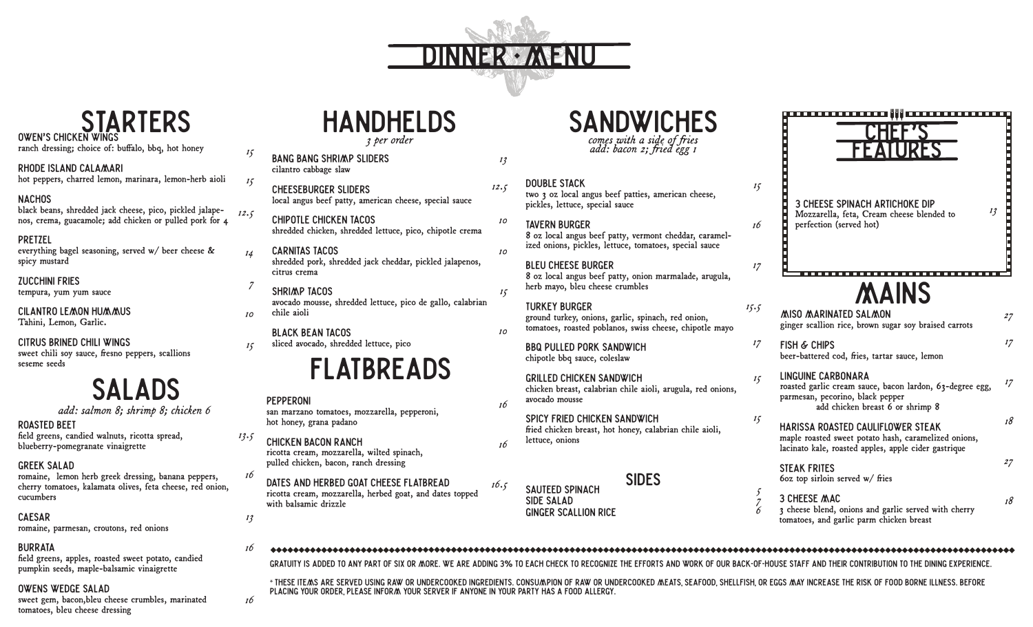# DINNER MENU

## STARTERS

**OWEN'S CHICKEN WINGS** — 15
ranch dressing; choice of: buffalo, bbq, hot honey

**RHODE ISLAND CALAMARI** — 15
hot peppers, charred lemon, marinara, lemon-herb aioli

**NACHOS** — 12.5
black beans, shredded jack cheese, pico, pickled jalapenos, crema, guacamole; add chicken or pulled pork for 4

**PRETZEL** — 14
everything bagel seasoning, served w/ beer cheese & spicy mustard

**ZUCCHINI FRIES** — 7
tempura, yum yum sauce

**CILANTRO LEMON HUMMUS** — 10
Tahini, Lemon, Garlic.

**CITRUS BRINED CHILI WINGS** — 15
sweet chili soy sauce, fresno peppers, scallions seseme seeds

## SALADS

*add: salmon 8; shrimp 8; chicken 6*

**ROASTED BEET** — 13.5
field greens, candied walnuts, ricotta spread, blueberry-pomegranate vinaigrette

**GREEK SALAD** — 16
romaine, lemon herb greek dressing, banana peppers, cherry tomatoes, kalamata olives, feta cheese, red onion, cucumbers

**CAESAR** — 13
romaine, parmesan, croutons, red onions

**BURRATA** — 16
field greens, apples, roasted sweet potato, candied pumpkin seeds, maple-balsamic vinaigrette

**OWENS WEDGE SALAD** — 16
sweet gem, bacon,bleu cheese crumbles, marinated tomatoes, bleu cheese dressing

## HANDHELDS

*3 per order*

**BANG BANG SHRIMP SLIDERS** — 13
cilantro cabbage slaw

**CHEESEBURGER SLIDERS** — 12.5
local angus beef patty, american cheese, special sauce

**CHIPOTLE CHICKEN TACOS** — 10
shredded chicken, shredded lettuce, pico, chipotle crema

**CARNITAS TACOS** — 10
shredded pork, shredded jack cheddar, pickled jalapenos, citrus crema

**SHRIMP TACOS** — 15
avocado mousse, shredded lettuce, pico de gallo, calabrian chile aioli

**BLACK BEAN TACOS** — 10
sliced avocado, shredded lettuce, pico

## FLATBREADS

**PEPPERONI** — 16
san marzano tomatoes, mozzarella, pepperoni, hot honey, grana padano

**CHICKEN BACON RANCH** — 16
ricotta cream, mozzarella, wilted spinach, pulled chicken, bacon, ranch dressing

**DATES AND HERBED GOAT CHEESE FLATBREAD** — 16.5
ricotta cream, mozzarella, herbed goat, and dates topped with balsamic drizzle

## SANDWICHES

*comes with a side of fries*
*add: bacon 2; fried egg 1*

**DOUBLE STACK** — 15
two 3 oz local angus beef patties, american cheese, pickles, lettuce, special sauce

**TAVERN BURGER** — 16
8 oz local angus beef patty, vermont cheddar, caramelized onions, pickles, lettuce, tomatoes, special sauce

**BLEU CHEESE BURGER** — 17
8 oz local angus beef patty, onion marmalade, arugula, herb mayo, bleu cheese crumbles

**TURKEY BURGER** — 15.5
ground turkey, onions, garlic, spinach, red onion, tomatoes, roasted poblanos, swiss cheese, chipotle mayo

**BBQ PULLED PORK SANDWICH** — 17
chipotle bbq sauce, coleslaw

**GRILLED CHICKEN SANDWICH** — 15
chicken breast, calabrian chile aioli, arugula, red onions, avocado mousse

**SPICY FRIED CHICKEN SANDWICH** — 15
fried chicken breast, hot honey, calabrian chile aioli, lettuce, onions

## SIDES

SAUTEED SPINACH — 5
SIDE SALAD — 7
GINGER SCALLION RICE — 6

## CHEF'S FEATURES

**3 CHEESE SPINACH ARTICHOKE DIP** — 13
Mozzarella, feta, Cream cheese blended to perfection (served hot)

## MAINS

**MISO MARINATED SALMON** — 27
ginger scallion rice, brown sugar soy braised carrots

**FISH & CHIPS** — 17
beer-battered cod, fries, tartar sauce, lemon

**LINGUINE CARBONARA** — 17
roasted garlic cream sauce, bacon lardon, 63-degree egg, parmesan, pecorino, black pepper
add chicken breast 6 or shrimp 8

**HARISSA ROASTED CAULIFLOWER STEAK** — 18
maple roasted sweet potato hash, caramelized onions, lacinato kale, roasted apples, apple cider gastrique

**STEAK FRITES** — 27
6oz top sirloin served w/ fries

**3 CHEESE MAC** — 18
3 cheese blend, onions and garlic served with cherry tomatoes, and garlic parm chicken breast

---

GRATUITY IS ADDED TO ANY PART OF SIX OR MORE. WE ARE ADDING 3% TO EACH CHECK TO RECOGNIZE THE EFFORTS AND WORK OF OUR BACK-OF-HOUSE STAFF AND THEIR CONTRIBUTION TO THE DINING EXPERIENCE.

* THESE ITEMS ARE SERVED USING RAW OR UNDERCOOKED INGREDIENTS. CONSUMPTION OF RAW OR UNDERCOOKED MEATS, SEAFOOD, SHELLFISH, OR EGGS MAY INCREASE THE RISK OF FOOD BORNE ILLNESS. BEFORE PLACING YOUR ORDER, PLEASE INFORM YOUR SERVER IF ANYONE IN YOUR PARTY HAS A FOOD ALLERGY.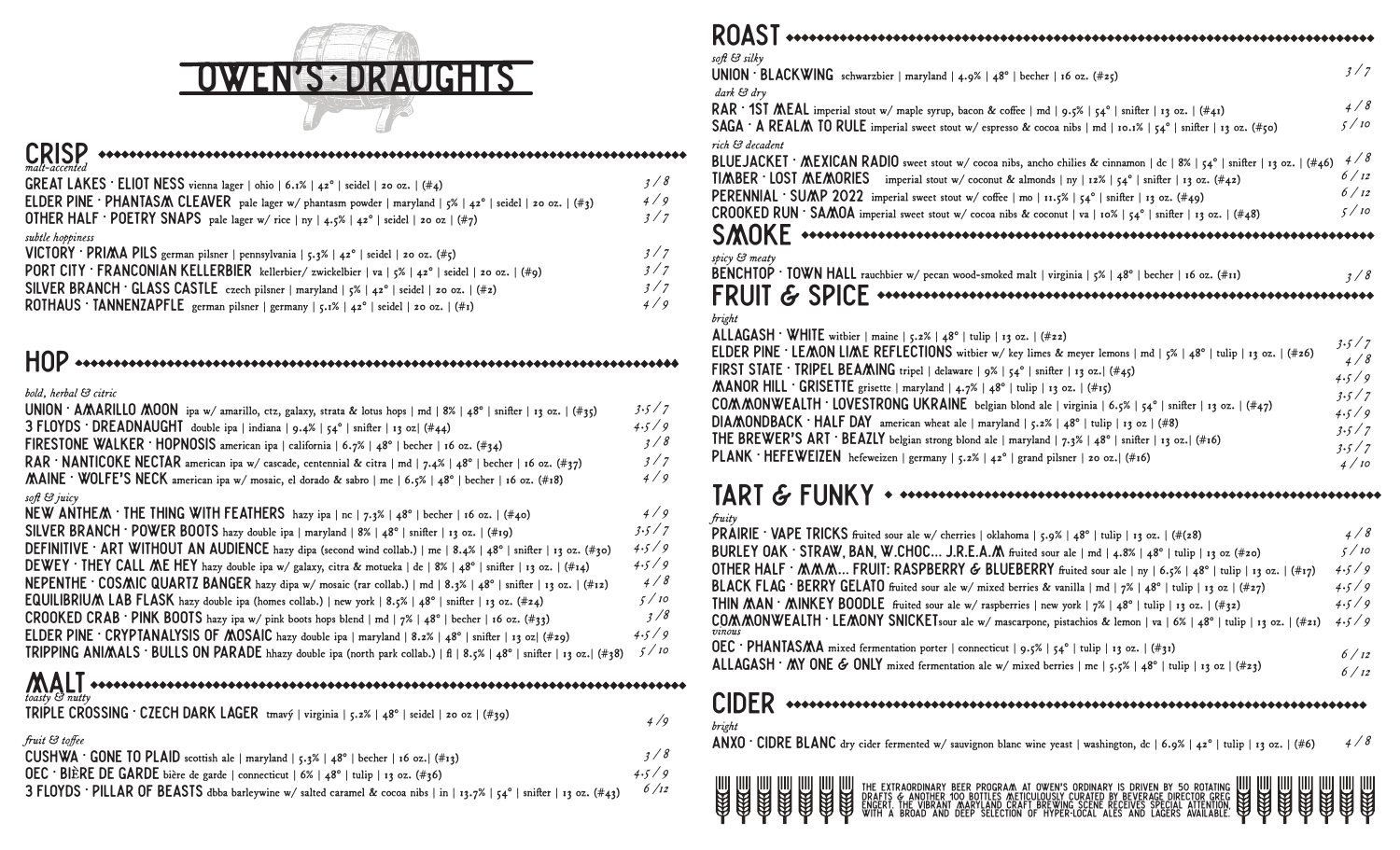# OWEN'S DRAUGHTS

## CRISP

*malt-accented*

**GREAT LAKES · ELIOT NESS** vienna lager | ohio | 6.1% | 42° | seidel | 20 oz. | (#4) — 3 / 8
**ELDER PINE · PHANTASM CLEAVER** pale lager w/ phantasm powder | maryland | 5% | 42° | seidel | 20 oz. | (#3) — 4 / 9
**OTHER HALF · POETRY SNAPS** pale lager w/ rice | ny | 4.5% | 42° | seidel | 20 oz | (#7) — 3 / 7

*subtle hoppiness*

**VICTORY · PRIMA PILS** german pilsner | pennsylvania | 5.3% | 42° | seidel | 20 oz. | (#5) — 3 / 7
**PORT CITY · FRANCONIAN KELLERBIER** kellerbier/ zwickelbier | va | 5% | 42° | seidel | 20 oz. | (#9) — 3 / 7
**SILVER BRANCH · GLASS CASTLE** czech pilsner | maryland | 5% | 42° | seidel | 20 oz. | (#2) — 3 / 7
**ROTHAUS · TANNENZAPFLE** german pilsner | germany | 5.1% | 42° | seidel | 20 oz. | (#1) — 4 / 9

## HOP

*bold, herbal & citric*

**UNION · AMARILLO MOON** ipa w/ amarillo, ctz, galaxy, strata & lotus hops | md | 8% | 48° | snifter | 13 oz. | (#35) — 3.5 / 7
**3 FLOYDS · DREADNAUGHT** double ipa | indiana | 9.4% | 54° | snifter | 13 oz| (#44) — 4.5 / 9
**FIRESTONE WALKER · HOPNOSIS** american ipa | california | 6.7% | 48° | becher | 16 oz. (#34) — 3 / 8
**RAR · NANTICOKE NECTAR** american ipa w/ cascade, centennial & citra | md | 7.4% | 48° | becher | 16 oz. (#37) — 3 / 7
**MAINE · WOLFE'S NECK** american ipa w/ mosaic, el dorado & sabro | me | 6.5% | 48° | becher | 16 oz. (#18) — 4 / 9

*soft & juicy*

**NEW ANTHEM · THE THING WITH FEATHERS** hazy ipa | nc | 7.3% | 48° | becher | 16 oz. | (#40) — 4 / 9
**SILVER BRANCH · POWER BOOTS** hazy double ipa | maryland | 8% | 48° | snifter | 13 oz. | (#19) — 3.5 / 7
**DEFINITIVE · ART WITHOUT AN AUDIENCE** hazy dipa (second wind collab.) | me | 8.4% | 48° | snifter | 13 oz. (#30) — 4.5 / 9
**DEWEY · THEY CALL ME HEY** hazy double ipa w/ galaxy, citra & motueka | de | 8% | 48° | snifter | 13 oz. | (#14) — 4.5 / 9
**NEPENTHE · COSMIC QUARTZ BANGER** hazy dipa w/ mosaic (rar collab.) | md | 8.3% | 48° | snifter | 13 oz. | (#12) — 4 / 8
**EQUILIBRIUM LAB FLASK** hazy double ipa (homes collab.) | new york | 8.5% | 48° | snifter | 13 oz. | (#24) — 5 / 10
**CROOKED CRAB · PINK BOOTS** hazy ipa w/ pink boots hops blend | md | 7% | 48° | becher | 16 oz. (#33) — 3 / 8
**ELDER PINE · CRYPTANALYSIS OF MOSAIC** hazy double ipa | maryland | 8.2% | 48° | snifter | 13 oz| (#29) — 4.5 / 9
**TRIPPING ANIMALS · BULLS ON PARADE** hhazy double ipa (north park collab.) | fl | 8.5% | 48° | snifter | 13 oz.| (#38) — 5 / 10

## MALT

*toasty & nutty*

**TRIPLE CROSSING · CZECH DARK LAGER** tmavý | virginia | 5.2% | 48° | seidel | 20 oz | (#39) — 4 / 9

*fruit & toffee*

**CUSHWA · GONE TO PLAID** scottish ale | maryland | 5.3% | 48° | becher | 16 oz.| (#13) — 3 / 8
**OEC · BIÈRE DE GARDE** bière de garde | connecticut | 6% | 48° | tulip | 13 oz. (#36) — 4.5 / 9
**3 FLOYDS · PILLAR OF BEASTS** dbba barleywine w/ salted caramel & cocoa nibs | in | 13.7% | 54° | snifter | 13 oz. (#43) — 6 / 12

## ROAST

*soft & silky*

**UNION · BLACKWING** schwarzbier | maryland | 4.9% | 48° | becher | 16 oz. (#25) — 3 / 7

*dark & dry*

**RAR · 1ST MEAL** imperial stout w/ maple syrup, bacon & coffee | md | 9.5% | 54° | snifter | 13 oz. | (#41) — 4 / 8
**SAGA · A REALM TO RULE** imperial sweet stout w/ espresso & cocoa nibs | md | 10.1% | 54° | snifter | 13 oz. (#50) — 5 / 10

*rich & decadent*

**BLUEJACKET · MEXICAN RADIO** sweet stout w/ cocoa nibs, ancho chilies & cinnamon | dc | 8% | 54° | snifter | 13 oz. | (#46) — 4 / 8
**TIMBER · LOST MEMORIES** imperial stout w/ coconut & almonds | ny | 12% | 54° | snifter | 13 oz. (#42) — 6 / 12
**PERENNIAL · SUMP 2022** imperial sweet stout w/ coffee | mo | 11.5% | 54° | snifter | 13 oz. (#49) — 6 / 12
**CROOKED RUN · SAMOA** imperial sweet stout w/ cocoa nibs & coconut | va | 10% | 54° | snifter | 13 oz. (#48) — 5 / 10

## SMOKE

*spicy & meaty*

**BENCHTOP · TOWN HALL** rauchbier w/ pecan wood-smoked malt | virginia | 5% | 48° | becher | 16 oz. (#11) — 3 / 8

## FRUIT & SPICE

*bright*

**ALLAGASH · WHITE** witbier | maine | 5.2% | 48° | tulip | 13 oz. | (#22) — 3.5 / 7
**ELDER PINE · LEMON LIME REFLECTIONS** witbier w/ key limes & meyer lemons | md | 5% | 48° | tulip | 13 oz. | (#26) — 4 / 8
**FIRST STATE · TRIPEL BEAMING** tripel | delaware | 9% | 54° | snifter | 13 oz.| (#45) — 4.5 / 9
**MANOR HILL · GRISETTE** grisette | maryland | 4.7% | 48° | tulip | 13 oz. | (#15) — 3.5 / 7
**COMMONWEALTH · LOVESTRONG UKRAINE** belgian blond ale | virginia | 6.5% | 54° | snifter | 13 oz. | (#47) — 4.5 / 9
**DIAMONDBACK · HALF DAY** american wheat ale | maryland | 5.2% | 48° | tulip | 13 oz | (#8) — 3.5 / 7
**THE BREWER'S ART · BEAZLY** belgian strong blond ale | maryland | 7.3% | 48° | snifter | 13 oz.| (#16) — 3.5 / 7
**PLANK · HEFEWEIZEN** hefeweizen | germany | 5.2% | 42° | grand pilsner | 20 oz.| (#16) — 4 / 10

## TART & FUNKY

*fruity*

**PRAIRIE · VAPE TRICKS** fruited sour ale w/ cherries | oklahoma | 5.9% | 48° | tulip | 13 oz. | (#(28) — 4 / 8
**BURLEY OAK · STRAW, BAN, W.CHOC... J.R.E.A.M** fruited sour ale | md | 4.8% | 48° | tulip | 13 oz (#20) — 5 / 10
**OTHER HALF · MMM... FRUIT: RASPBERRY & BLUEBERRY** fruited sour ale | ny | 6.5% | 48° | tulip | 13 oz. | (#17) — 4.5 / 9
**BLACK FLAG · BERRY GELATO** fruited sour ale w/ mixed berries & vanilla | md | 7% | 48° | tulip | 13 oz | (#27) — 4.5 / 9
**THIN MAN · MINKEY BOODLE** fruited sour ale w/ raspberries | new york | 7% | 48° | tulip | 13 oz. | (#32) — 4.5 / 9
**COMMONWEALTH · LEMONY SNICKET**sour ale w/ mascarpone, pistachios & lemon | va | 6% | 48° | tulip | 13 oz. | (#21) — 4.5 / 9

*vinous*

**OEC · PHANTASMA** mixed fermentation porter | connecticut | 9.5% | 54° | tulip | 13 oz. | (#31) — 6 / 12
**ALLAGASH · MY ONE & ONLY** mixed fermentation ale w/ mixed berries | me | 5.5% | 48° | tulip | 13 oz | (#23) — 6 / 12

## CIDER

*bright*

**ANXO · CIDRE BLANC** dry cider fermented w/ sauvignon blanc wine yeast | washington, dc | 6.9% | 42° | tulip | 13 oz. | (#6) — 4 / 8

THE EXTRAORDINARY BEER PROGRAM AT OWEN'S ORDINARY IS DRIVEN BY 50 ROTATING DRAFTS & ANOTHER 100 BOTTLES METICULOUSLY CURATED BY BEVERAGE DIRECTOR GREG ENGERT. THE VIBRANT MARYLAND CRAFT BREWING SCENE RECEIVES SPECIAL ATTENTION, WITH A BROAD AND DEEP SELECTION OF HYPER-LOCAL ALES AND LAGERS AVAILABLE.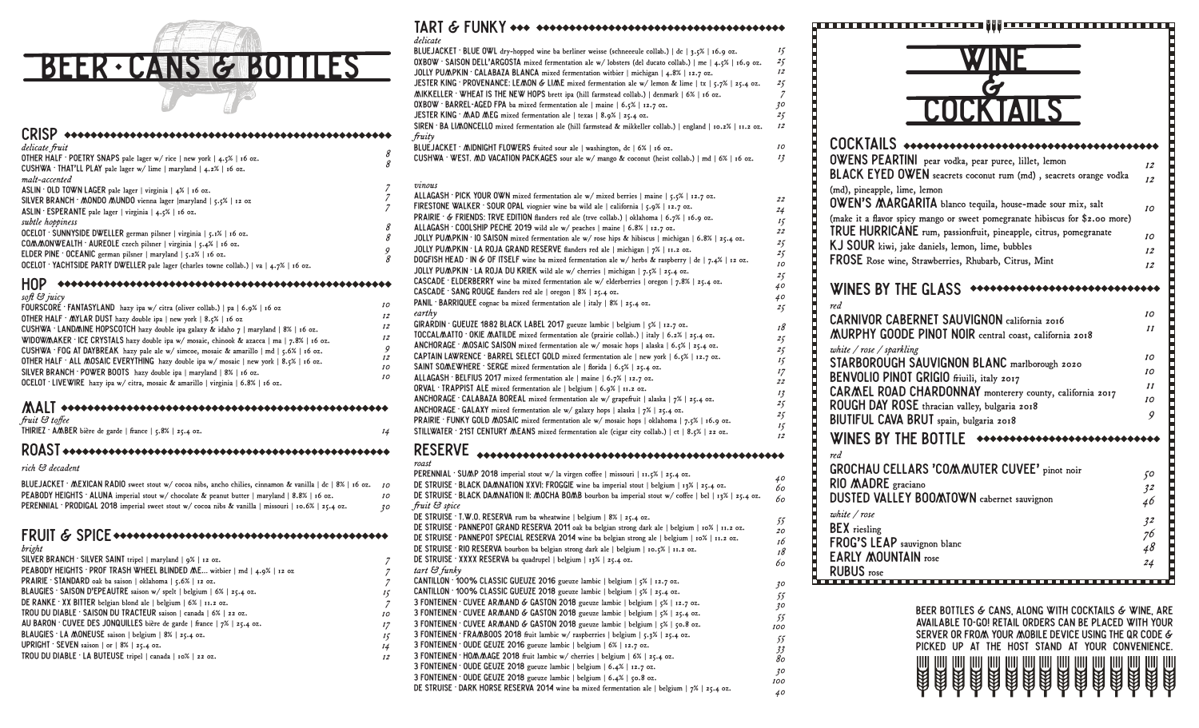# BEER · CANS & BOTTLES

## CRISP

*delicate fruit*

OTHER HALF · POETRY SNAPS pale lager w/ rice | new york | 4.5% | 16 oz. — 8
CUSHWA · THAT'LL PLAY pale lager w/ lime | maryland | 4.2% | 16 oz. — 8

*malt-accented*

ASLIN · OLD TOWN LAGER pale lager | virginia | 4% | 16 oz. — 7
SILVER BRANCH · MONDO MUNDO vienna lager | maryland | 5.5% | 12 oz — 7
ASLIN · ESPERANTE pale lager | virginia | 4.5% | 16 oz. — 7

*subtle hoppiness*

OCELOT · SUNNYSIDE DWELLER german pilsner | virginia | 5.1% | 16 oz. — 8
COMMONWEALTH · AUREOLE czech pilsner | virginia | 5.4% | 16 oz. — 8
ELDER PINE · OCEANIC german pilsner | maryland | 5.2% | 16 oz. — 9
OCELOT · YACHTSIDE PARTY DWELLER pale lager (charles towne collab.) | va | 4.7% | 16 oz. — 8

## HOP

*soft & juicy*

FOURSCORE · FANTASYLAND hazy ipa w/ citra (oliver collab.) | pa | 6.9% | 16 oz — 10
OTHER HALF · MYLAR DUST hazy double ipa | new york | 8.5% | 16 oz — 12
CUSHWA · LANDMINE HOPSCOTCH hazy double ipa galaxy & idaho 7 | maryland | 8% | 16 oz. — 12
WIDOWMAKER · ICE CRYSTALS hazy double ipa w/ mosaic, chinook & azacca | ma | 7.8% | 16 oz. — 12
CUSHWA · FOG AT DAYBREAK hazy pale ale w/ simcoe, mosaic & amarillo | md | 5.6% | 16 oz. — 9
OTHER HALF · ALL MOSAIC EVERYTHING hazy double ipa w/ mosaic | new york | 8.5% | 16 oz. — 12
SILVER BRANCH · POWER BOOTS hazy double ipa | maryland | 8% | 16 oz. — 10
OCELOT · LIVEWIRE hazy ipa w/ citra, mosaic & amarillo | virginia | 6.8% | 16 oz. — 10

## MALT

*fruit & toffee*

THIRIEZ · AMBER bière de garde | france | 5.8% | 25.4 oz. — 14

## ROAST

*rich & decadent*

BLUEJACKET · MEXICAN RADIO sweet stout w/ cocoa nibs, ancho chilies, cinnamon & vanilla | dc | 8% | 16 oz. — 10
PEABODY HEIGHTS · ALUNA imperial stout w/ chocolate & peanut butter | maryland | 8.8% | 16 oz. — 10
PERENNIAL · PRODIGAL 2018 imperial sweet stout w/ cocoa nibs & vanilla | missouri | 10.6% | 25.4 oz. — 30

## FRUIT & SPICE

*bright*

SILVER BRANCH · SILVER SAINT tripel | maryland | 9% | 12 oz. — 7
PEABODY HEIGHTS · PROF TRASH WHEEL BLINDED ME... witbier | md | 4.9% | 12 oz — 7
PRAIRIE · STANDARD oak ba saison | oklahoma | 5.6% | 12 oz. — 7
BLAUGIES · SAISON D'EPEAUTRE saison w/ spelt | belgium | 6% | 25.4 oz. — 15
DE RANKE · XX BITTER belgian blond ale | belgium | 6% | 11.2 oz. — 7
TROU DU DIABLE · SAISON DU TRACTEUR saison | canada | 6% | 22 oz. — 10
AU BARON · CUVEE DES JONQUILLES bière de garde | france | 7% | 25.4 oz. — 17
BLAUGIES · LA MONEUSE saison | belgium | 8% | 25.4 oz. — 15
UPRIGHT · SEVEN saison | or | 8% | 25.4 oz. — 14
TROU DU DIABLE · LA BUTEUSE tripel | canada | 10% | 22 oz. — 12

## TART & FUNKY

*delicate*

BLUEJACKET · BLUE OWL dry-hopped wine ba berliner weisse (schneeeule collab.) | dc | 3.5% | 16.9 oz. — 15
OXBOW · SAISON DELL'ARGOSTA mixed fermentation ale w/ lobsters (del ducato collab.) | me | 4.5% | 16.9 oz. — 25
JOLLY PUMPKIN · CALABAZA BLANCA mixed fermentation witbier | michigan | 4.8% | 12.7 oz. — 12
JESTER KING · PROVENANCE: LEMON & LIME mixed fermentation ale w/ lemon & lime | tx | 5.7% | 25.4 oz. — 25
MIKKELLER · WHEAT IS THE NEW HOPS brett ipa (hill farmstead collab.) | denmark | 6% | 16 oz. — 7
OXBOW · BARREL-AGED FPA ba mixed fermentation ale | maine | 6.5% | 12.7 oz. — 30
JESTER KING · MAD MEG mixed fermentation ale | texas | 8.9% | 25.4 oz. — 25
SIREN · BA LIMONCELLO mixed fermentation ale (hill farmstead & mikkeller collab.) | england | 10.2% | 11.2 oz. — 12

*fruity*

BLUEJACKET · MIDNIGHT FLOWERS fruited sour ale | washington, dc | 6% | 16 oz. — 10
CUSHWA · WEST. MD VACATION PACKAGES sour ale w/ mango & coconut (heist collab.) | md | 6% | 16 oz. — 13

*vinous*

ALLAGASH · PICK YOUR OWN mixed fermentation ale w/ mixed berries | maine | 5.5% | 12.7 oz. — 22
FIRESTONE WALKER · SOUR OPAL viognier wine ba wild ale | california | 5.9% | 12.7 oz. — 24
PRAIRIE · & FRIENDS: TRVE EDITION flanders red ale (trve collab.) | oklahoma | 6.7% | 16.9 oz. — 15
ALLAGASH · COOLSHIP PECHE 2019 wild ale w/ peaches | maine | 6.8% | 12.7 oz. — 22
JOLLY PUMPKIN · IO SAISON mixed fermentation ale w/ rose hips & hibiscus | michigan | 6.8% | 25.4 oz. — 25
JOLLY PUMPKIN · LA ROJA GRAND RESERVE flanders red ale | michigan | 7% | 11.2 oz. — 25
DOGFISH HEAD · IN & OF ITSELF wine ba mixed fermentation ale w/ herbs & raspberry | de | 7.4% | 12 oz. — 10
JOLLY PUMPKIN · LA ROJA DU KRIEK wild ale w/ cherries | michigan | 7.5% | 25.4 oz. — 25
CASCADE · ELDERBERRY wine ba mixed fermentation ale w/ elderberries | oregon | 7.8% | 25.4 oz. — 40
CASCADE · SANG ROUGE flanders red ale | oregon | 8% | 25.4 oz. — 40
PANIL · BARRIQUEE cognac ba mixed fermentation ale | italy | 8% | 25.4 oz. — 25

*earthy*

GIRARDIN · GUEUZE 1882 BLACK LABEL 2017 gueuze lambic | belgium | 5% | 12.7 oz. — 18
TOCCALMATTO · OKIE MATILDE mixed fermentation ale (prairie collab.) | italy | 6.2% | 25.4 oz. — 25
ANCHORAGE · MOSAIC SAISON mixed fermentation ale w/ mosaic hops | alaska | 6.5% | 25.4 oz. — 25
CAPTAIN LAWRENCE · BARREL SELECT GOLD mixed fermentation ale | new york | 6.5% | 12.7 oz. — 15
SAINT SOMEWHERE · SERGE mixed fermentation ale | florida | 6.5% | 25.4 oz. — 17
ALLAGASH · BELFIUS 2017 mixed fermentation ale | maine | 6.7% | 12.7 oz. — 22
ORVAL · TRAPPIST ALE mixed fermentation ale | belgium | 6.9% | 11.2 oz. — 13
ANCHORAGE · CALABAZA BOREAL mixed fermentation ale w/ grapefruit | alaska | 7% | 25.4 oz. — 25
ANCHORAGE · GALAXY mixed fermentation ale w/ galaxy hops | alaska | 7% | 25.4 oz. — 25
PRAIRIE · FUNKY GOLD MOSAIC mixed fermentation ale w/ mosaic hops | oklahoma | 7.5% | 16.9 oz. — 15
STILLWATER · 21ST CENTURY MEANS mixed fermentation ale (cigar city collab.) | ct | 8.5% | 22 oz. — 12

## RESERVE

*roast*

PERENNIAL · SUMP 2018 imperial stout w/ la virgen coffee | missouri | 11.5% | 25.4 oz. — 40
DE STRUISE · BLACK DAMNATION XXVI: FROGGIE wine ba imperial stout | belgium | 13% | 25.4 oz. — 60
DE STRUISE · BLACK DAMNATION II: MOCHA BOMB bourbon ba imperial stout w/ coffee | bel | 13% | 25.4 oz. — 60

*fruit & spice*

DE STRUISE · T.W.O. RESERVA rum ba wheatwine | belgium | 8% | 25.4 oz. — 55
DE STRUISE · PANNEPOT GRAND RESERVA 2011 oak ba belgian strong dark ale | belgium | 10% | 11.2 oz. — 20
DE STRUISE · PANNEPOT SPECIAL RESERVA 2014 wine ba belgian strong ale | belgium | 10% | 11.2 oz. — 16
DE STRUISE · RIO RESERVA bourbon ba belgian strong dark ale | belgium | 10.5% | 11.2 oz. — 18
DE STRUISE · XXXX RESERVA ba quadrupel | belgium | 13% | 25.4 oz. — 60

*tart & funky*

CANTILLON · 100% CLASSIC GUEUZE 2016 gueuze lambic | belgium | 5% | 12.7 oz. — 30
CANTILLON · 100% CLASSIC GUEUZE 2018 gueuze lambic | belgium | 5% | 25.4 oz. — 55
3 FONTEINEN · CUVEE ARMAND & GASTON 2018 gueuze lambic | belgium | 5% | 12.7 oz. — 30
3 FONTEINEN · CUVEE ARMAND & GASTON 2018 gueuze lambic | belgium | 5% | 25.4 oz. — 55
3 FONTEINEN · CUVEE ARMAND & GASTON 2018 gueuze lambic | belgium | 5% | 50.8 oz. — 100
3 FONTEINEN · FRAMBOOS 2018 fruit lambic w/ raspberries | belgium | 5.3% | 25.4 oz. — 55
3 FONTEINEN · OUDE GEUZE 2016 gueuze lambic | belgium | 6% | 12.7 oz. — 33
3 FONTEINEN · HOMMAGE 2018 fruit lambic w/ cherries | belgium | 6% | 25.4 oz. — 80
3 FONTEINEN · OUDE GEUZE 2018 gueuze lambic | belgium | 6.4% | 12.7 oz. — 30
3 FONTEINEN · OUDE GEUZE 2018 gueuze lambic | belgium | 6.4% | 50.8 oz. — 100
DE STRUISE · DARK HORSE RESERVA 2014 wine ba mixed fermentation ale | belgium | 7% | 25.4 oz. — 40

# WINE & COCKTAILS

## COCKTAILS

OWENS PEARTINI pear vodka, pear puree, lillet, lemon — 12
BLACK EYED OWEN seacrets coconut rum (md), seacrets orange vodka (md), pineapple, lime, lemon — 12
OWEN'S MARGARITA blanco tequila, house-made sour mix, salt (make it a flavor spicy mango or sweet pomegranate hibiscus for $2.00 more) — 10
TRUE HURRICANE rum, passionfruit, pineapple, citrus, pomegranate — 10
KJ SOUR kiwi, jake daniels, lemon, lime, bubbles — 12
FROSE Rose wine, Strawberries, Rhubarb, Citrus, Mint — 12

## WINES BY THE GLASS

*red*

CARNIVOR CABERNET SAUVIGNON california 2016 — 10
MURPHY GOODE PINOT NOIR central coast, california 2018 — 11

*white / rose / sparkling*

STARBOROUGH SAUVIGNON BLANC marlborough 2020 — 10
BENVOLIO PINOT GRIGIO friuili, italy 2017 — 10
CARMEL ROAD CHARDONNAY monterey county, california 2017 — 11
ROUGH DAY ROSE thracian valley, bulgaria 2018 — 10
BIUTIFUL CAVA BRUT spain, bulgaria 2018 — 9

## WINES BY THE BOTTLE

*red*

GROCHAU CELLARS 'COMMUTER CUVEE' pinot noir — 50
RIO MADRE graciano — 32
DUSTED VALLEY BOOMTOWN cabernet sauvignon — 46

*white / rose*

BEX riesling — 32
FROG'S LEAP sauvignon blanc — 76
EARLY MOUNTAIN rose — 48
RUBUS rose — 24

BEER BOTTLES & CANS, ALONG WITH COCKTAILS & WINE, ARE AVAILABLE TO-GO! RETAIL ORDERS CAN BE PLACED WITH YOUR SERVER OR FROM YOUR MOBILE DEVICE USING THE QR CODE & PICKED UP AT THE HOST STAND AT YOUR CONVENIENCE.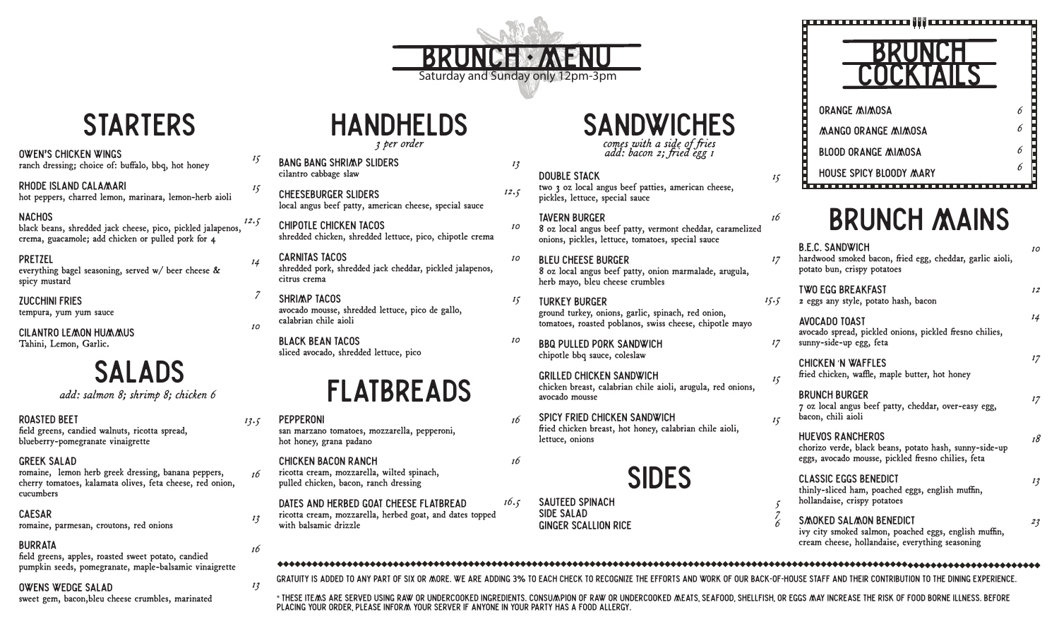# BRUNCH • MENU

Saturday and Sunday only 12pm-3pm

## STARTERS

**OWEN'S CHICKEN WINGS** — 15
ranch dressing; choice of: buffalo, bbq, hot honey

**RHODE ISLAND CALAMARI** — 15
hot peppers, charred lemon, marinara, lemon-herb aioli

**NACHOS** — 12.5
black beans, shredded jack cheese, pico, pickled jalapenos, crema, guacamole; add chicken or pulled pork for 4

**PRETZEL** — 14
everything bagel seasoning, served w/ beer cheese & spicy mustard

**ZUCCHINI FRIES** — 7
tempura, yum yum sauce

**CILANTRO LEMON HUMMUS** — 10
Tahini, Lemon, Garlic.

## SALADS

*add: salmon 8; shrimp 8; chicken 6*

**ROASTED BEET** — 13.5
field greens, candied walnuts, ricotta spread, blueberry-pomegranate vinaigrette

**GREEK SALAD** — 16
romaine, lemon herb greek dressing, banana peppers, cherry tomatoes, kalamata olives, feta cheese, red onion, cucumbers

**CAESAR** — 13
romaine, parmesan, croutons, red onions

**BURRATA** — 16
field greens, apples, roasted sweet potato, candied pumpkin seeds, pomegranate, maple-balsamic vinaigrette

**OWENS WEDGE SALAD** — 13
sweet gem, bacon,bleu cheese crumbles, marinated

## HANDHELDS

*3 per order*

**BANG BANG SHRIMP SLIDERS** — 13
cilantro cabbage slaw

**CHEESEBURGER SLIDERS** — 12.5
local angus beef patty, american cheese, special sauce

**CHIPOTLE CHICKEN TACOS** — 10
shredded chicken, shredded lettuce, pico, chipotle crema

**CARNITAS TACOS** — 10
shredded pork, shredded jack cheddar, pickled jalapenos, citrus crema

**SHRIMP TACOS** — 15
avocado mousse, shredded lettuce, pico de gallo, calabrian chile aioli

**BLACK BEAN TACOS** — 10
sliced avocado, shredded lettuce, pico

## FLATBREADS

**PEPPERONI** — 16
san marzano tomatoes, mozzarella, pepperoni, hot honey, grana padano

**CHICKEN BACON RANCH** — 16
ricotta cream, mozzarella, wilted spinach, pulled chicken, bacon, ranch dressing

**DATES AND HERBED GOAT CHEESE FLATBREAD** — 16.5
ricotta cream, mozzarella, herbed goat, and dates topped with balsamic drizzle

## SANDWICHES

*comes with a side of fries*
*add: bacon 2; fried egg 1*

**DOUBLE STACK** — 15
two 3 oz local angus beef patties, american cheese, pickles, lettuce, special sauce

**TAVERN BURGER** — 16
8 oz local angus beef patty, vermont cheddar, caramelized onions, pickles, lettuce, tomatoes, special sauce

**BLEU CHEESE BURGER** — 17
8 oz local angus beef patty, onion marmalade, arugula, herb mayo, bleu cheese crumbles

**TURKEY BURGER** — 15.5
ground turkey, onions, garlic, spinach, red onion, tomatoes, roasted poblanos, swiss cheese, chipotle mayo

**BBQ PULLED PORK SANDWICH** — 17
chipotle bbq sauce, coleslaw

**GRILLED CHICKEN SANDWICH** — 15
chicken breast, calabrian chile aioli, arugula, red onions, avocado mousse

**SPICY FRIED CHICKEN SANDWICH** — 15
fried chicken breast, hot honey, calabrian chile aioli, lettuce, onions

## SIDES

**SAUTEED SPINACH** — 5
**SIDE SALAD** — 7
**GINGER SCALLION RICE** — 6

## BRUNCH COCKTAILS

**ORANGE MIMOSA** — 6
**MANGO ORANGE MIMOSA** — 6
**BLOOD ORANGE MIMOSA** — 6
**HOUSE SPICY BLOODY MARY** — 6

## BRUNCH MAINS

**B.E.C. SANDWICH** — 10
hardwood smoked bacon, fried egg, cheddar, garlic aioli, potato bun, crispy potatoes

**TWO EGG BREAKFAST** — 12
2 eggs any style, potato hash, bacon

**AVOCADO TOAST** — 14
avocado spread, pickled onions, pickled fresno chilies, sunny-side-up egg, feta

**CHICKEN 'N WAFFLES** — 17
fried chicken, waffle, maple butter, hot honey

**BRUNCH BURGER** — 17
7 oz local angus beef patty, cheddar, over-easy egg, bacon, chili aioli

**HUEVOS RANCHEROS** — 18
chorizo verde, black beans, potato hash, sunny-side-up eggs, avocado mousse, pickled fresno chilies, feta

**CLASSIC EGGS BENEDICT** — 13
thinly-sliced ham, poached eggs, english muffin, hollandaise, crispy potatoes

**SMOKED SALMON BENEDICT** — 23
ivy city smoked salmon, poached eggs, english muffin, cream cheese, hollandaise, everything seasoning

---

GRATUITY IS ADDED TO ANY PART OF SIX OR MORE. WE ARE ADDING 3% TO EACH CHECK TO RECOGNIZE THE EFFORTS AND WORK OF OUR BACK-OF-HOUSE STAFF AND THEIR CONTRIBUTION TO THE DINING EXPERIENCE.

* THESE ITEMS ARE SERVED USING RAW OR UNDERCOOKED INGREDIENTS. CONSUMPTION OF RAW OR UNDERCOOKED MEATS, SEAFOOD, SHELLFISH, OR EGGS MAY INCREASE THE RISK OF FOOD BORNE ILLNESS. BEFORE PLACING YOUR ORDER, PLEASE INFORM YOUR SERVER IF ANYONE IN YOUR PARTY HAS A FOOD ALLERGY.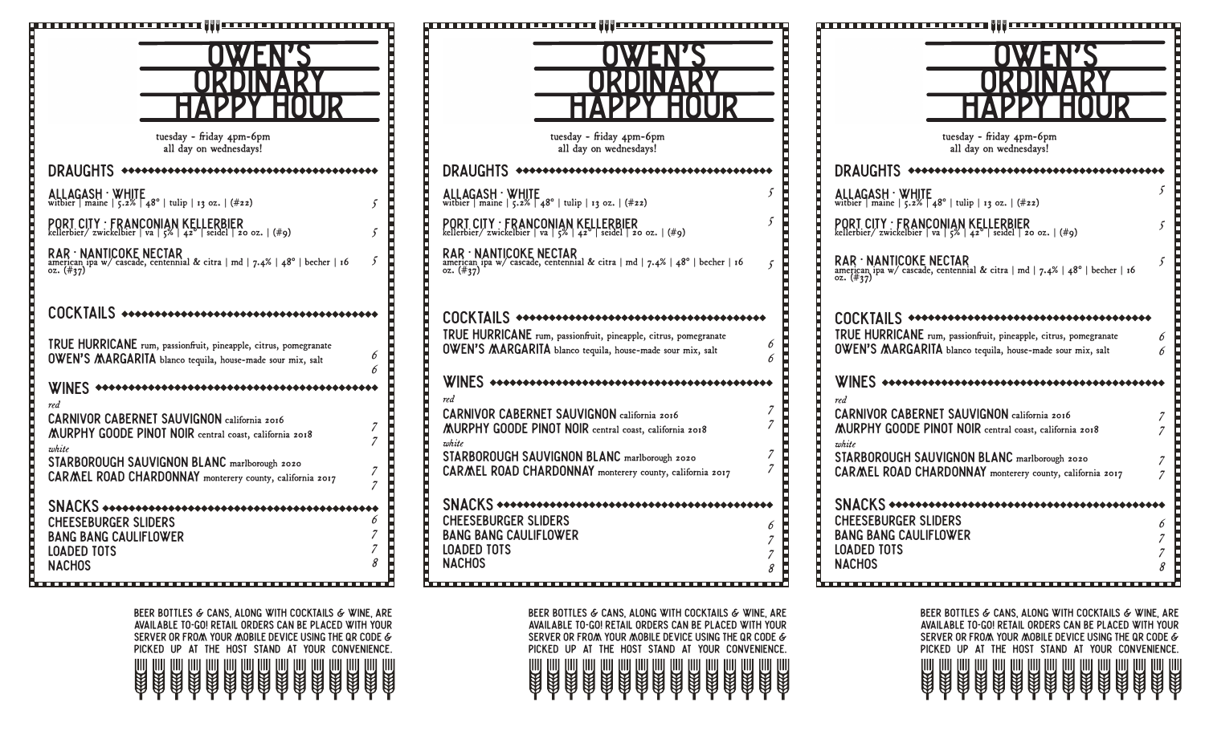# OWEN'S ORDINARY HAPPY HOUR

tuesday - friday 4pm-6pm
all day on wednesdays!

## DRAUGHTS

**ALLAGASH · WHITE** 5
witbier | maine | 5.2% | 48° | tulip | 13 oz. | (#22)

**PORT CITY · FRANCONIAN KELLERBIER** 5
kellerbier/ zwickelbier | va | 5% | 42° | seidel | 20 oz. | (#9)

**RAR · NANTICOKE NECTAR** 5
american ipa w/ cascade, centennial & citra | md | 7.4% | 48° | becher | 16 oz. (#37)

## COCKTAILS

**TRUE HURRICANE** rum, passionfruit, pineapple, citrus, pomegranate 6

**OWEN'S MARGARITA** blanco tequila, house-made sour mix, salt 6

## WINES

*red*

**CARNIVOR CABERNET SAUVIGNON** california 2016 7

**MURPHY GOODE PINOT NOIR** central coast, california 2018 7

*white*

**STARBOROUGH SAUVIGNON BLANC** marlborough 2020 7

**CARMEL ROAD CHARDONNAY** monterery county, california 2017 7

## SNACKS

CHEESEBURGER SLIDERS 6

BANG BANG CAULIFLOWER 7

LOADED TOTS 7

NACHOS 8

BEER BOTTLES & CANS, ALONG WITH COCKTAILS & WINE, ARE AVAILABLE TO-GO! RETAIL ORDERS CAN BE PLACED WITH YOUR SERVER OR FROM YOUR MOBILE DEVICE USING THE QR CODE & PICKED UP AT THE HOST STAND AT YOUR CONVENIENCE.

# OWEN'S ORDINARY HAPPY HOUR

tuesday - friday 4pm-6pm
all day on wednesdays!

## DRAUGHTS

**ALLAGASH · WHITE** 5
witbier | maine | 5.2% | 48° | tulip | 13 oz. | (#22)

**PORT CITY · FRANCONIAN KELLERBIER** 5
kellerbier/ zwickelbier | va | 5% | 42° | seidel | 20 oz. | (#9)

**RAR · NANTICOKE NECTAR** 5
american ipa w/ cascade, centennial & citra | md | 7.4% | 48° | becher | 16 oz. (#37)

## COCKTAILS

**TRUE HURRICANE** rum, passionfruit, pineapple, citrus, pomegranate 6

**OWEN'S MARGARITA** blanco tequila, house-made sour mix, salt 6

## WINES

*red*

**CARNIVOR CABERNET SAUVIGNON** california 2016 7

**MURPHY GOODE PINOT NOIR** central coast, california 2018 7

*white*

**STARBOROUGH SAUVIGNON BLANC** marlborough 2020 7

**CARMEL ROAD CHARDONNAY** monterery county, california 2017 7

## SNACKS

CHEESEBURGER SLIDERS 6

BANG BANG CAULIFLOWER 7

LOADED TOTS 7

NACHOS 8

BEER BOTTLES & CANS, ALONG WITH COCKTAILS & WINE, ARE AVAILABLE TO-GO! RETAIL ORDERS CAN BE PLACED WITH YOUR SERVER OR FROM YOUR MOBILE DEVICE USING THE QR CODE & PICKED UP AT THE HOST STAND AT YOUR CONVENIENCE.

# OWEN'S ORDINARY HAPPY HOUR

tuesday - friday 4pm-6pm
all day on wednesdays!

## DRAUGHTS

**ALLAGASH · WHITE** 5
witbier | maine | 5.2% | 48° | tulip | 13 oz. | (#22)

**PORT CITY · FRANCONIAN KELLERBIER** 5
kellerbier/ zwickelbier | va | 5% | 42° | seidel | 20 oz. | (#9)

**RAR · NANTICOKE NECTAR** 5
american ipa w/ cascade, centennial & citra | md | 7.4% | 48° | becher | 16 oz. (#37)

## COCKTAILS

**TRUE HURRICANE** rum, passionfruit, pineapple, citrus, pomegranate 6

**OWEN'S MARGARITA** blanco tequila, house-made sour mix, salt 6

## WINES

*red*

**CARNIVOR CABERNET SAUVIGNON** california 2016 7

**MURPHY GOODE PINOT NOIR** central coast, california 2018 7

*white*

**STARBOROUGH SAUVIGNON BLANC** marlborough 2020 7

**CARMEL ROAD CHARDONNAY** monterery county, california 2017 7

## SNACKS

CHEESEBURGER SLIDERS 6

BANG BANG CAULIFLOWER 7

LOADED TOTS 7

NACHOS 8

BEER BOTTLES & CANS, ALONG WITH COCKTAILS & WINE, ARE AVAILABLE TO-GO! RETAIL ORDERS CAN BE PLACED WITH YOUR SERVER OR FROM YOUR MOBILE DEVICE USING THE QR CODE & PICKED UP AT THE HOST STAND AT YOUR CONVENIENCE.